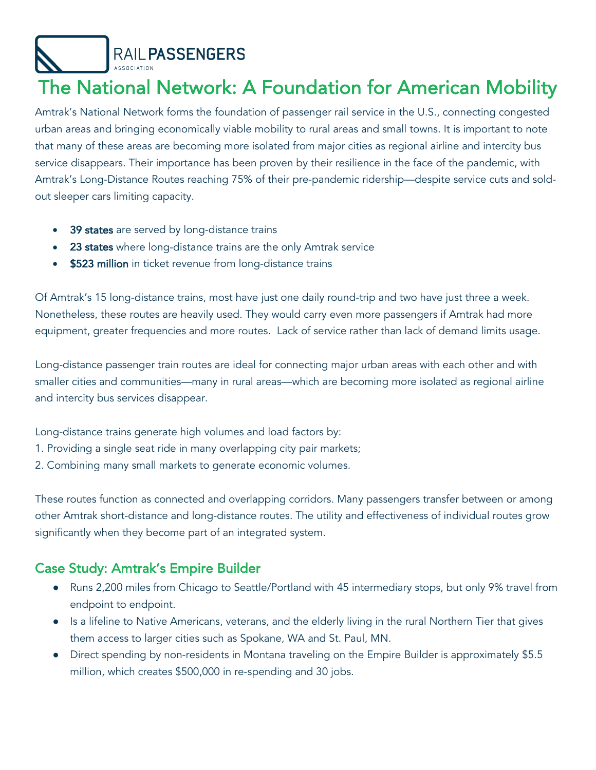RAIL PASSENGERS ASSOCIATION

# The National Network: A Foundation for American Mobility

Amtrak's National Network forms the foundation of passenger rail service in the U.S., connecting congested urban areas and bringing economically viable mobility to rural areas and small towns. It is important to note that many of these areas are becoming more isolated from major cities as regional airline and intercity bus service disappears. Their importance has been proven by their resilience in the face of the pandemic, with Amtrak's Long-Distance Routes reaching 75% of their pre-pandemic ridership—despite service cuts and sold-out sleeper cars limiting capacity.

- **39 states** are served by long-distance trains
- **23 states** where long-distance trains are the only Amtrak service
- **$523 million** in ticket revenue from long-distance trains

Of Amtrak's 15 long-distance trains, most have just one daily round-trip and two have just three a week. Nonetheless, these routes are heavily used. They would carry even more passengers if Amtrak had more equipment, greater frequencies and more routes. Lack of service rather than lack of demand limits usage.

Long-distance passenger train routes are ideal for connecting major urban areas with each other and with smaller cities and communities—many in rural areas—which are becoming more isolated as regional airline and intercity bus services disappear.

Long-distance trains generate high volumes and load factors by:

1. Providing a single seat ride in many overlapping city pair markets;
2. Combining many small markets to generate economic volumes.

These routes function as connected and overlapping corridors. Many passengers transfer between or among other Amtrak short-distance and long-distance routes. The utility and effectiveness of individual routes grow significantly when they become part of an integrated system.

## Case Study: Amtrak's Empire Builder

- Runs 2,200 miles from Chicago to Seattle/Portland with 45 intermediary stops, but only 9% travel from endpoint to endpoint.
- Is a lifeline to Native Americans, veterans, and the elderly living in the rural Northern Tier that gives them access to larger cities such as Spokane, WA and St. Paul, MN.
- Direct spending by non-residents in Montana traveling on the Empire Builder is approximately $5.5 million, which creates $500,000 in re-spending and 30 jobs.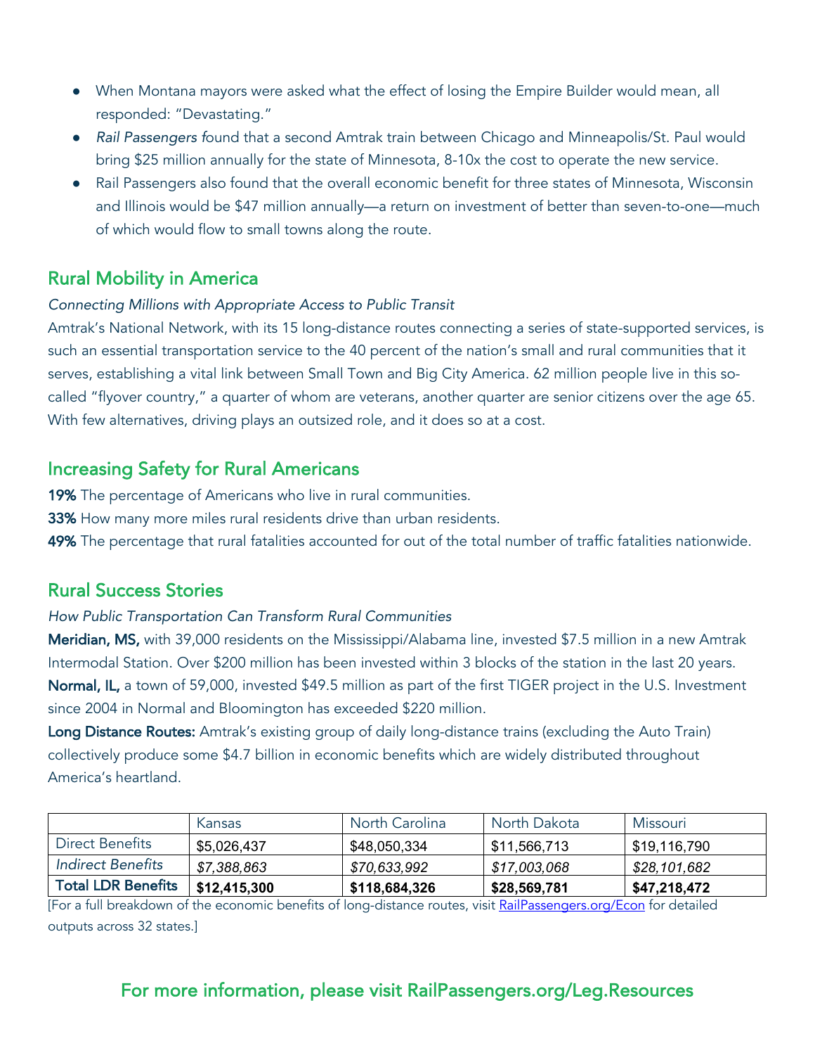- When Montana mayors were asked what the effect of losing the Empire Builder would mean, all responded: "Devastating."
- *Rail Passengers f*ound that a second Amtrak train between Chicago and Minneapolis/St. Paul would bring $25 million annually for the state of Minnesota, 8-10x the cost to operate the new service.
- Rail Passengers also found that the overall economic benefit for three states of Minnesota, Wisconsin and Illinois would be $47 million annually—a return on investment of better than seven-to-one—much of which would flow to small towns along the route.

## Rural Mobility in America

*Connecting Millions with Appropriate Access to Public Transit*

Amtrak's National Network, with its 15 long-distance routes connecting a series of state-supported services, is such an essential transportation service to the 40 percent of the nation's small and rural communities that it serves, establishing a vital link between Small Town and Big City America. 62 million people live in this so-called "flyover country," a quarter of whom are veterans, another quarter are senior citizens over the age 65. With few alternatives, driving plays an outsized role, and it does so at a cost.

## Increasing Safety for Rural Americans

**19%** The percentage of Americans who live in rural communities.

**33%** How many more miles rural residents drive than urban residents.

**49%** The percentage that rural fatalities accounted for out of the total number of traffic fatalities nationwide.

## Rural Success Stories

*How Public Transportation Can Transform Rural Communities*

**Meridian, MS,** with 39,000 residents on the Mississippi/Alabama line, invested $7.5 million in a new Amtrak Intermodal Station. Over $200 million has been invested within 3 blocks of the station in the last 20 years.

**Normal, IL,** a town of 59,000, invested $49.5 million as part of the first TIGER project in the U.S. Investment since 2004 in Normal and Bloomington has exceeded $220 million.

**Long Distance Routes:** Amtrak's existing group of daily long-distance trains (excluding the Auto Train) collectively produce some $4.7 billion in economic benefits which are widely distributed throughout America's heartland.

| | Kansas | North Carolina | North Dakota | Missouri |
|---|---|---|---|---|
| Direct Benefits | $5,026,437 | $48,050,334 | $11,566,713 | $19,116,790 |
| *Indirect Benefits* | *$7,388,863* | *$70,633,992* | *$17,003,068* | *$28,101,682* |
| **Total LDR Benefits** | **$12,415,300** | **$118,684,326** | **$28,569,781** | **$47,218,472** |

[For a full breakdown of the economic benefits of long-distance routes, visit RailPassengers.org/Econ for detailed outputs across 32 states.]

## For more information, please visit RailPassengers.org/Leg.Resources